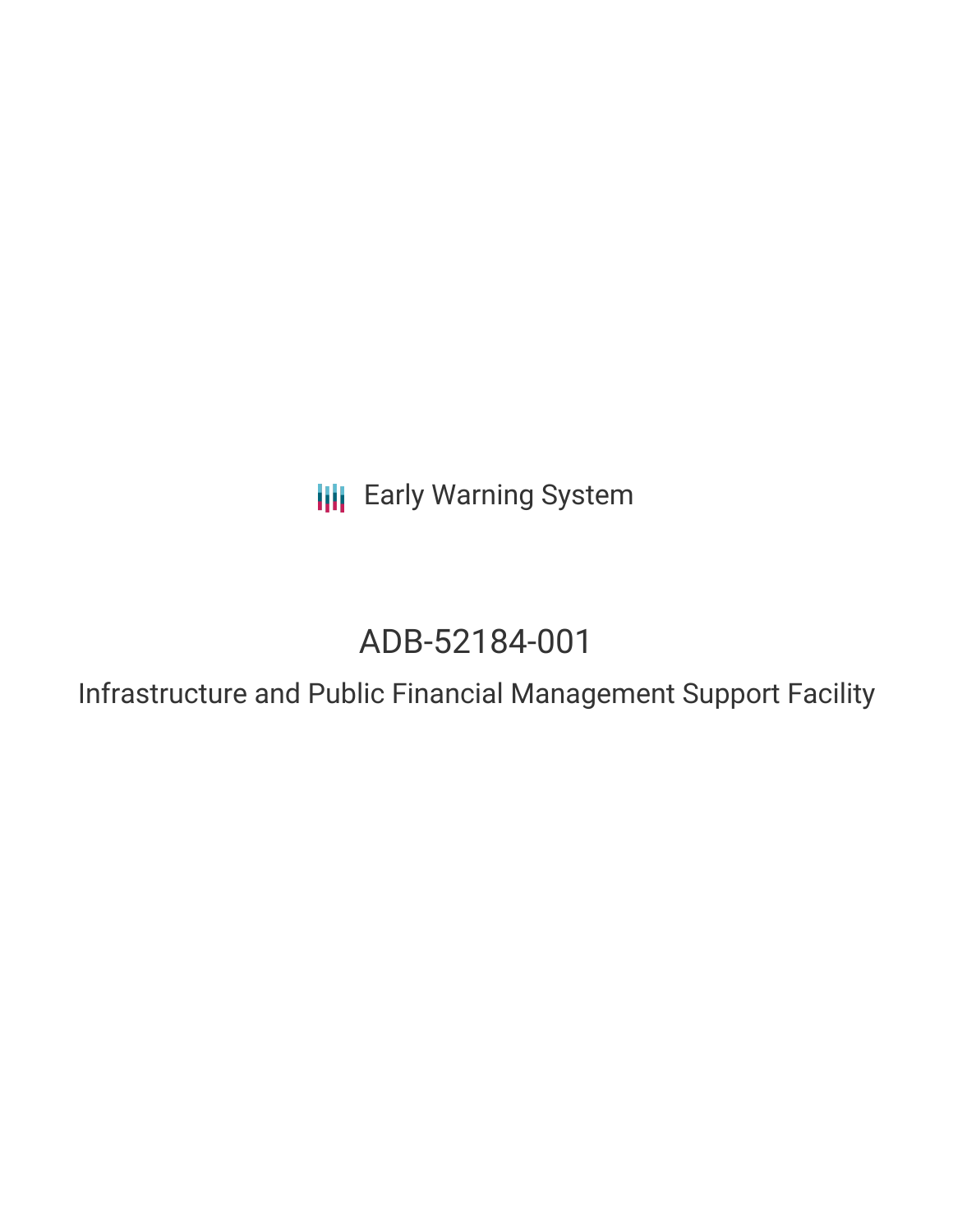Early Warning System

# ADB-52184-001

## Infrastructure and Public Financial Management Support Facility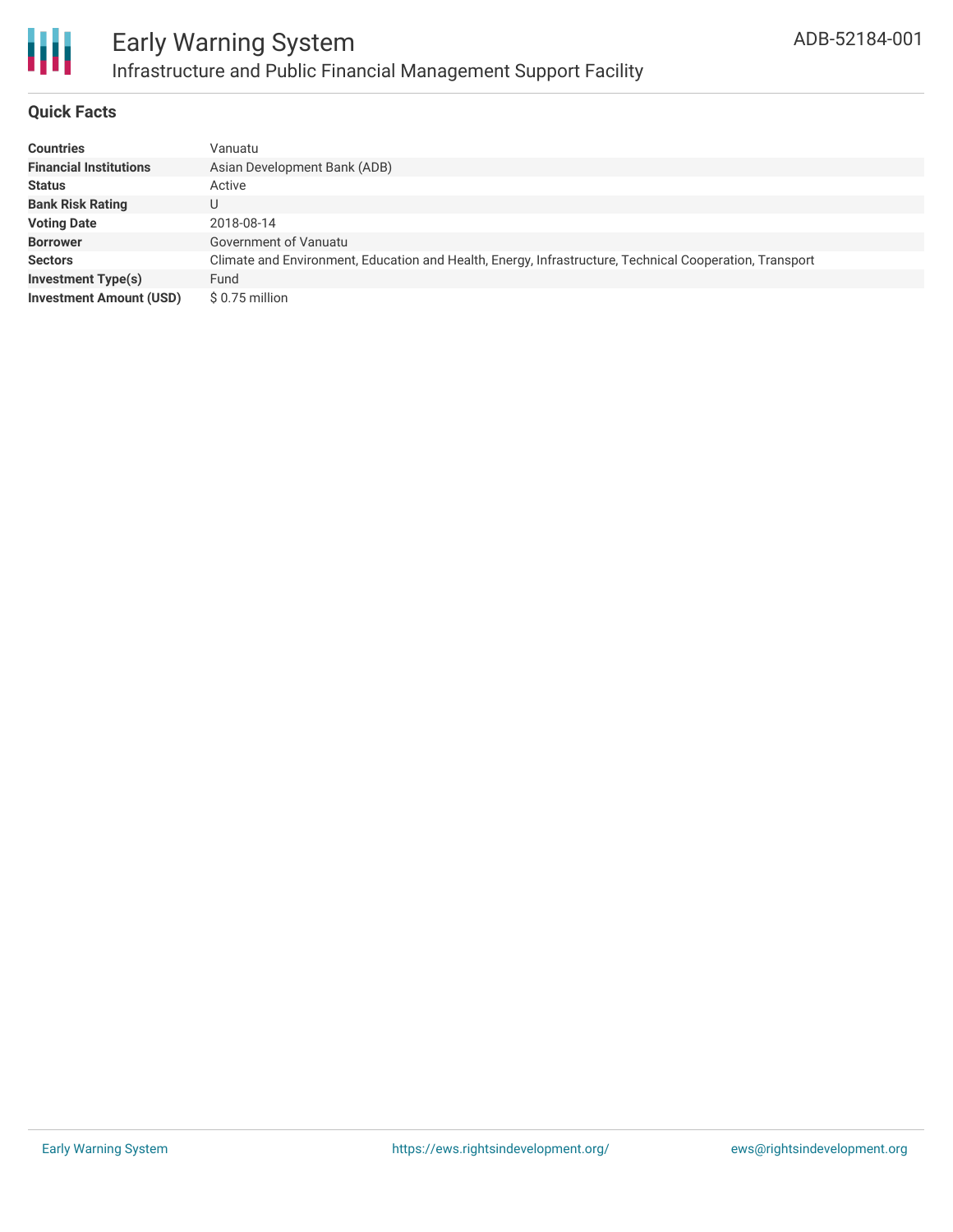# Early Warning System

## Infrastructure and Public Financial Management Support Facility

ADB-52184-001

### Quick Facts

| | |
|---|---|
| **Countries** | Vanuatu |
| **Financial Institutions** | Asian Development Bank (ADB) |
| **Status** | Active |
| **Bank Risk Rating** | U |
| **Voting Date** | 2018-08-14 |
| **Borrower** | Government of Vanuatu |
| **Sectors** | Climate and Environment, Education and Health, Energy, Infrastructure, Technical Cooperation, Transport |
| **Investment Type(s)** | Fund |
| **Investment Amount (USD)** | $ 0.75 million |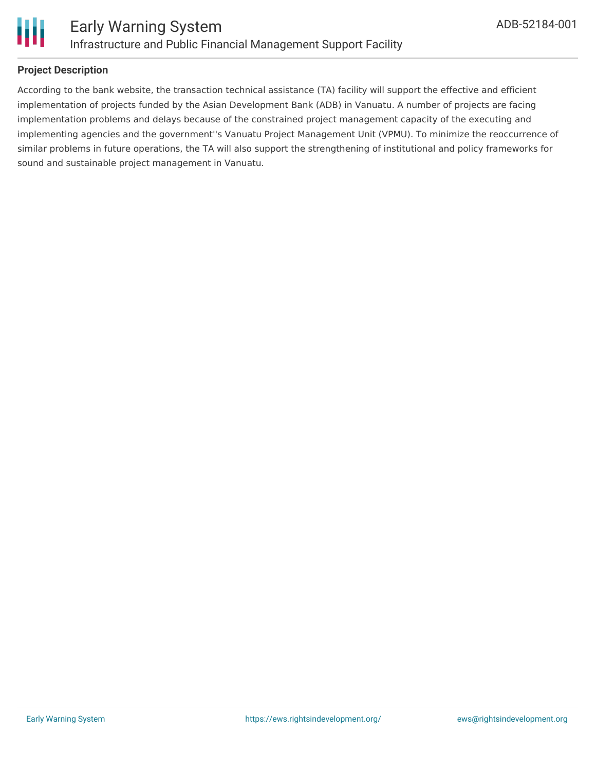### Project Description

According to the bank website, the transaction technical assistance (TA) facility will support the effective and efficient implementation of projects funded by the Asian Development Bank (ADB) in Vanuatu. A number of projects are facing implementation problems and delays because of the constrained project management capacity of the executing and implementing agencies and the government''s Vanuatu Project Management Unit (VPMU). To minimize the reoccurrence of similar problems in future operations, the TA will also support the strengthening of institutional and policy frameworks for sound and sustainable project management in Vanuatu.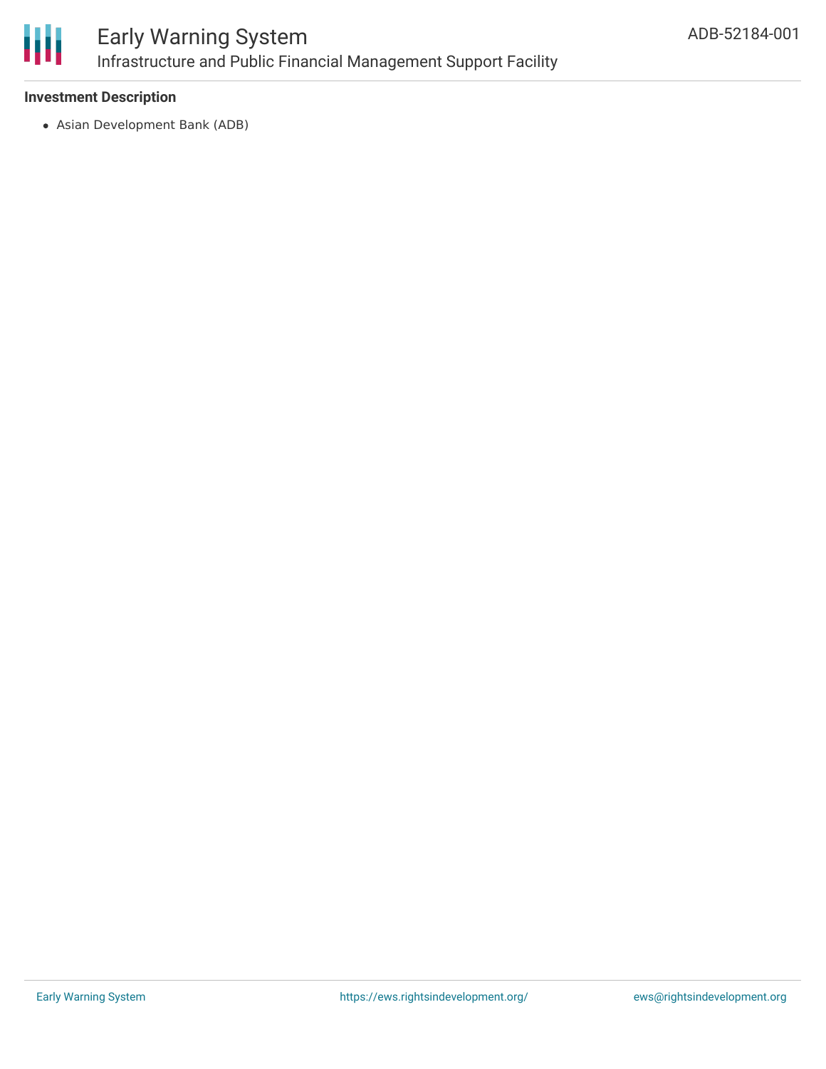### Investment Description

- Asian Development Bank (ADB)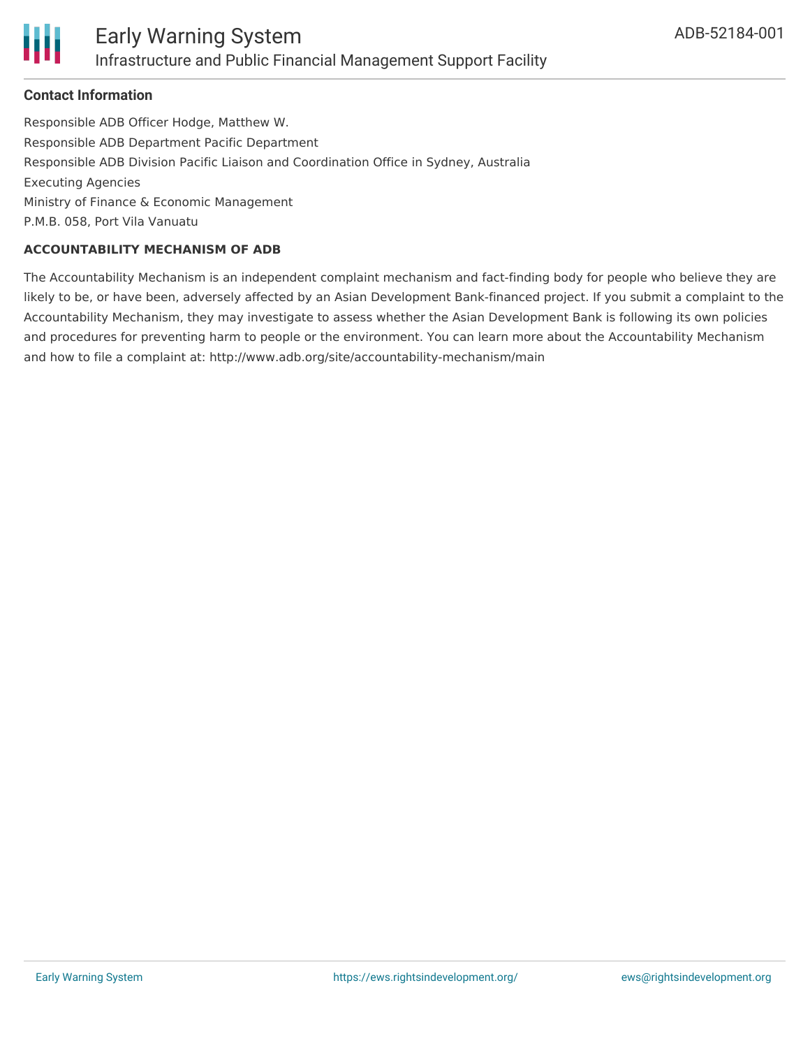### Contact Information

Responsible ADB Officer Hodge, Matthew W.

Responsible ADB Department Pacific Department

Responsible ADB Division Pacific Liaison and Coordination Office in Sydney, Australia

Executing Agencies

Ministry of Finance & Economic Management

P.M.B. 058, Port Vila Vanuatu

**ACCOUNTABILITY MECHANISM OF ADB**

The Accountability Mechanism is an independent complaint mechanism and fact-finding body for people who believe they are likely to be, or have been, adversely affected by an Asian Development Bank-financed project. If you submit a complaint to the Accountability Mechanism, they may investigate to assess whether the Asian Development Bank is following its own policies and procedures for preventing harm to people or the environment. You can learn more about the Accountability Mechanism and how to file a complaint at: http://www.adb.org/site/accountability-mechanism/main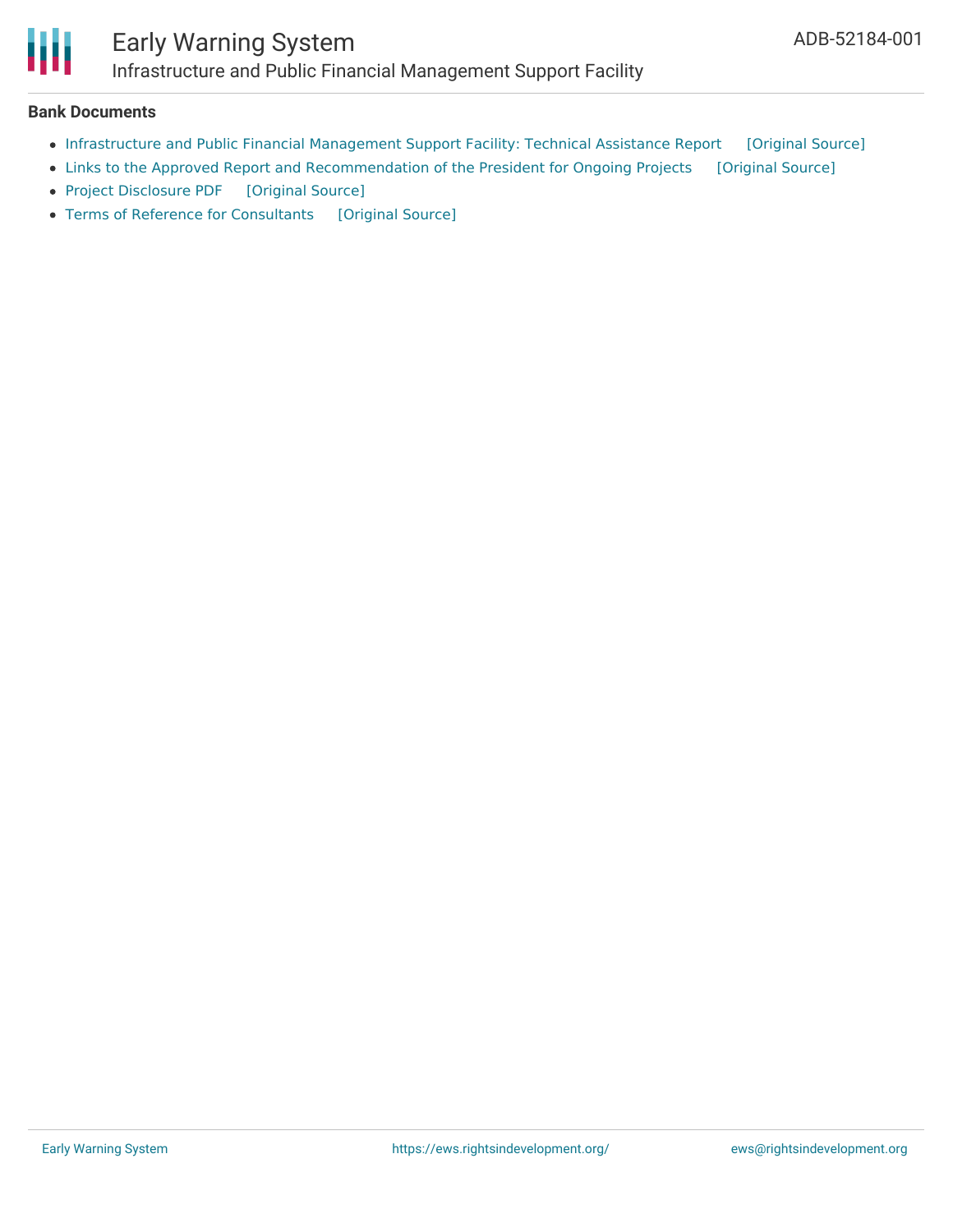**Bank Documents**

- Infrastructure and Public Financial Management Support Facility: Technical Assistance Report [Original Source]
- Links to the Approved Report and Recommendation of the President for Ongoing Projects [Original Source]
- Project Disclosure PDF [Original Source]
- Terms of Reference for Consultants [Original Source]